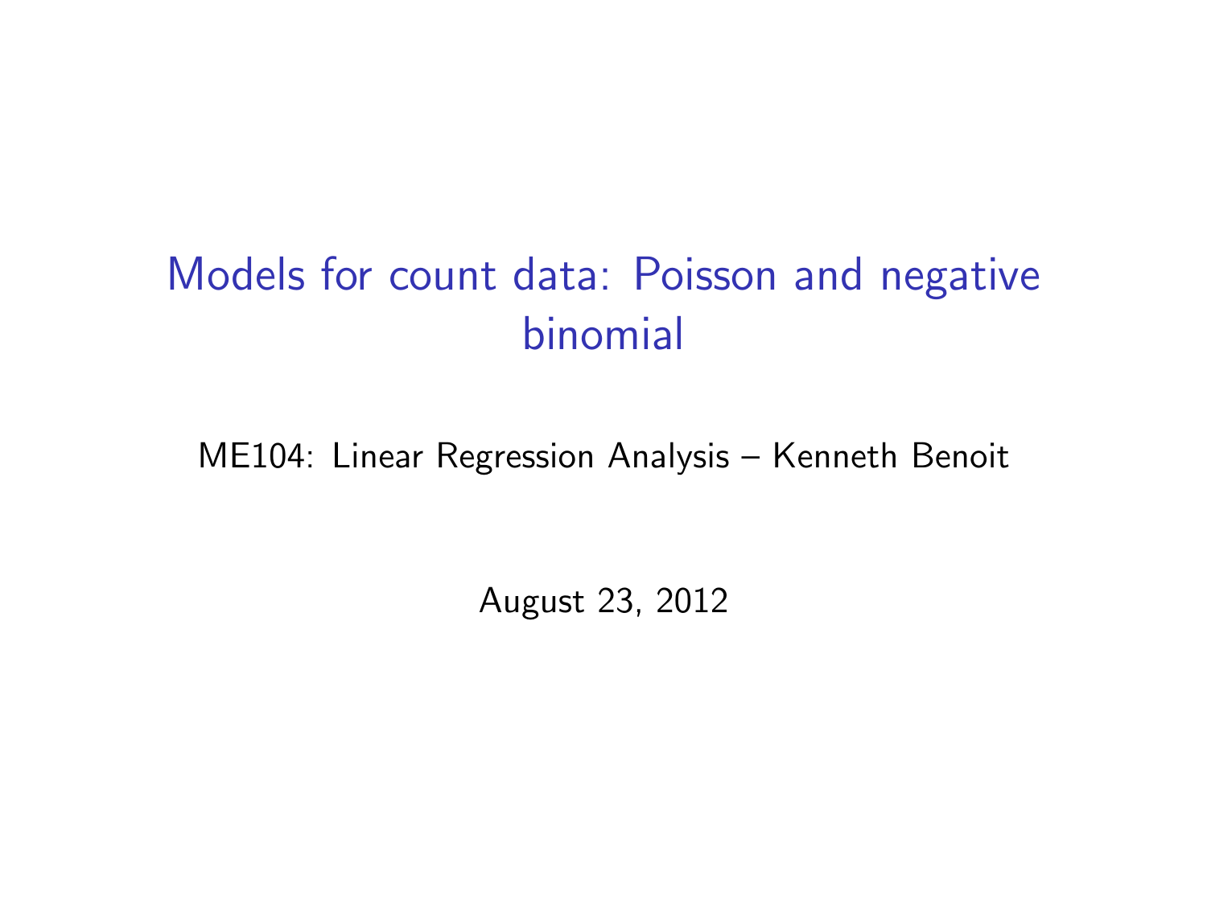# Models for count data: Poisson and negative binomial

ME104: Linear Regression Analysis – Kenneth Benoit

August 23, 2012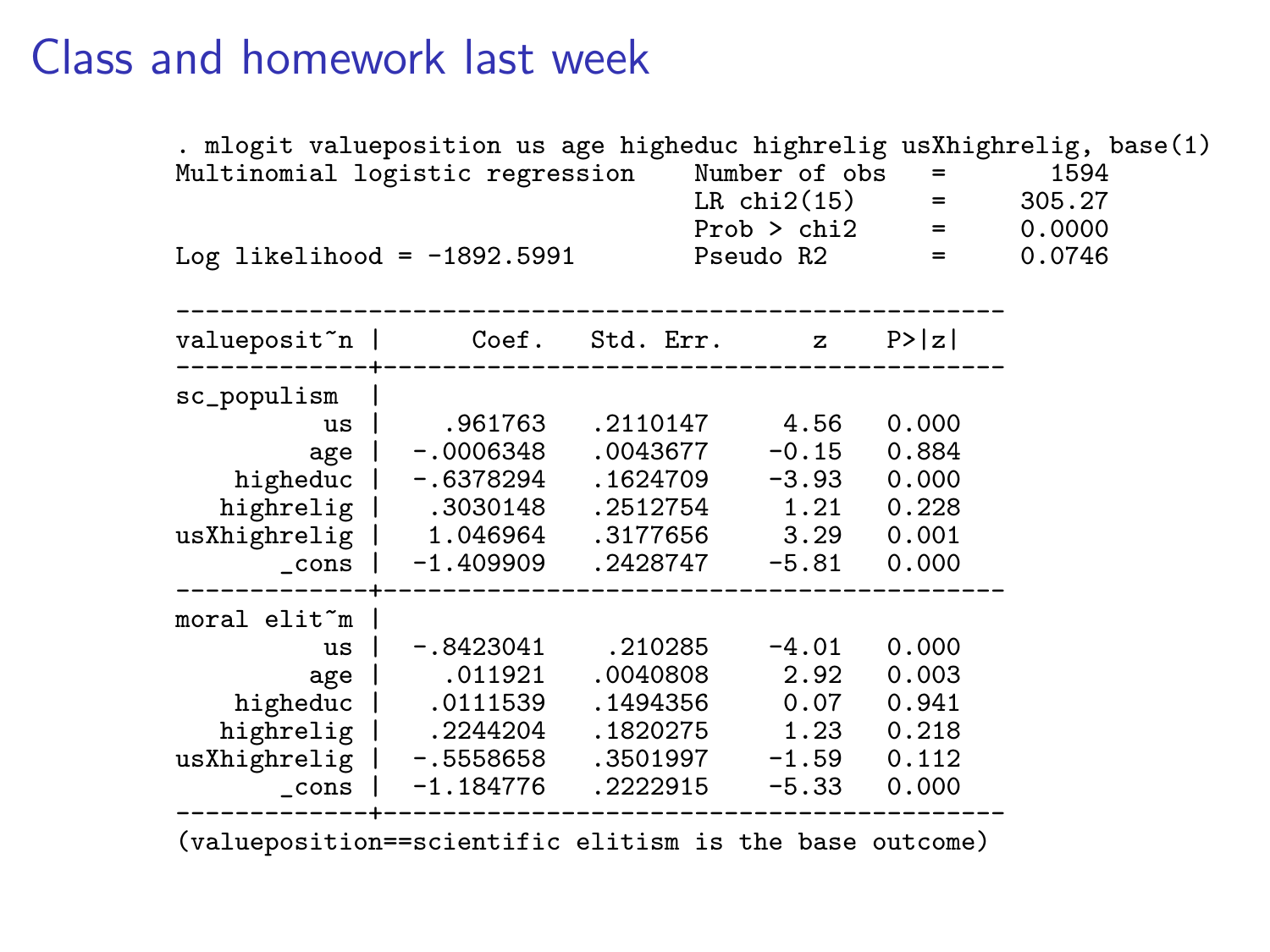# Class and homework last week

```
. mlogit valueposition us age higheduc highrelig usXhighrelig, base(1)
Multinomial logistic regression        Number of obs   =       1594
                                       LR chi2(15)     =     305.27
                                       Prob > chi2     =     0.0000
Log likelihood = -1892.5991            Pseudo R2       =     0.0746

------------------------------------------------------------
valueposit~n |      Coef.   Std. Err.      z    P>|z|
-------------+----------------------------------------------
sc_populism  |
          us |    .961763   .2110147     4.56   0.000
         age |  -.0006348   .0043677    -0.15   0.884
    higheduc |  -.6378294   .1624709    -3.93   0.000
   highrelig |   .3030148   .2512754     1.21   0.228
usXhighrelig |   1.046964   .3177656     3.29   0.001
       _cons |  -1.409909   .2428747    -5.81   0.000
-------------+----------------------------------------------
moral elit~m |
          us |  -.8423041    .210285    -4.01   0.000
         age |    .011921   .0040808     2.92   0.003
    higheduc |   .0111539   .1494356     0.07   0.941
   highrelig |   .2244204   .1820275     1.23   0.218
usXhighrelig |  -.5558658   .3501997    -1.59   0.112
       _cons |  -1.184776   .2222915    -5.33   0.000
-------------+----------------------------------------------
(valueposition==scientific elitism is the base outcome)
```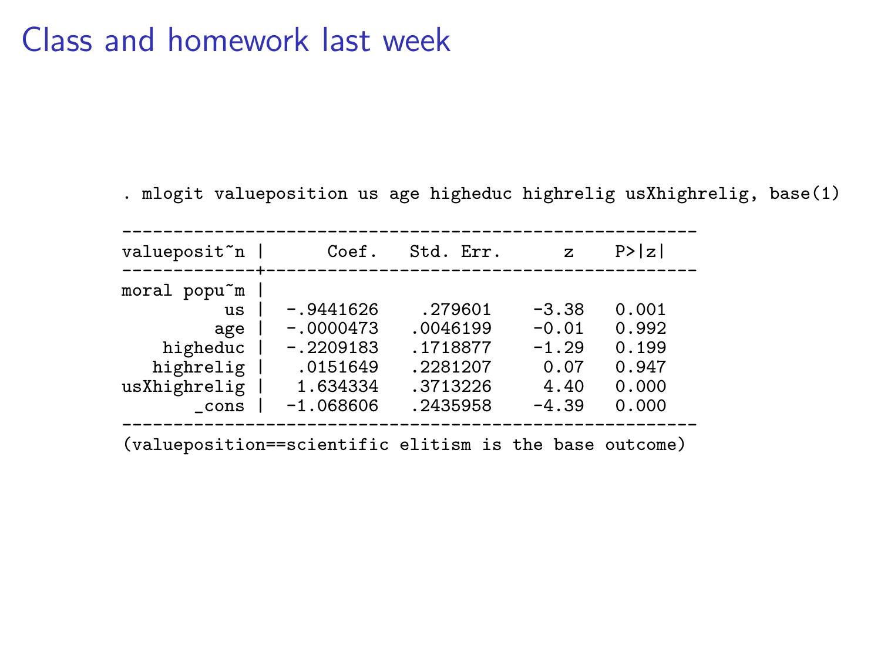# Class and homework last week

```
. mlogit valueposition us age higheduc highrelig usXhighrelig, base(1)

--------------------------------------------------------
valueposit~n |      Coef.   Std. Err.      z    P>|z|
-------------+------------------------------------------
moral popu~m |
          us |  -.9441626    .279601    -3.38   0.001
         age |  -.0000473   .0046199    -0.01   0.992
    higheduc |  -.2209183   .1718877    -1.29   0.199
   highrelig |   .0151649   .2281207     0.07   0.947
usXhighrelig |   1.634334   .3713226     4.40   0.000
       _cons |  -1.068606   .2435958    -4.39   0.000
--------------------------------------------------------
(valueposition==scientific elitism is the base outcome)
```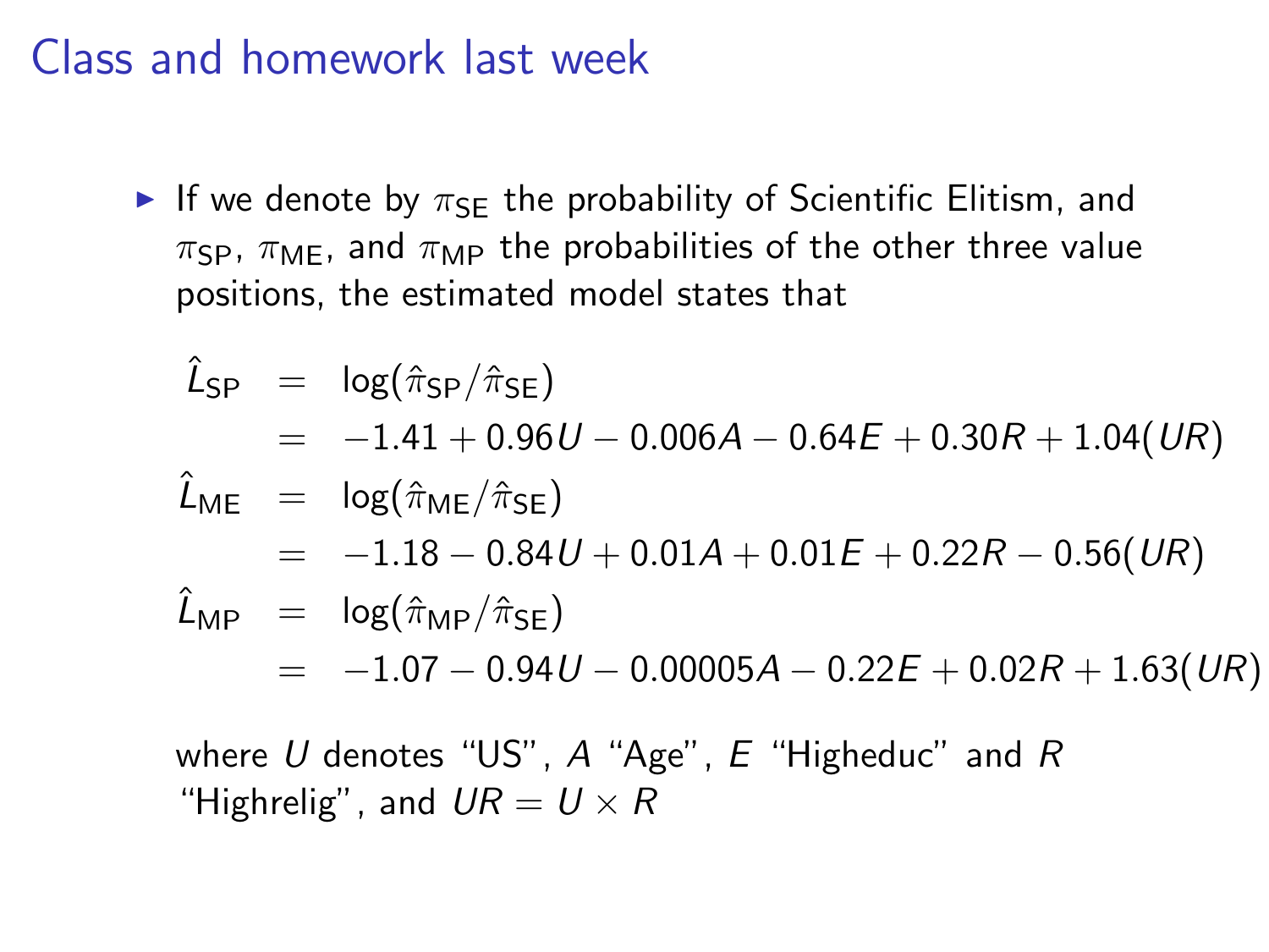# Class and homework last week

- If we denote by $\pi_{\text{SE}}$ the probability of Scientific Elitism, and $\pi_{\text{SP}}$, $\pi_{\text{ME}}$, and $\pi_{\text{MP}}$ the probabilities of the other three value positions, the estimated model states that

$$
\begin{aligned}
\hat{L}_{\text{SP}} &= \log(\hat{\pi}_{\text{SP}}/\hat{\pi}_{\text{SE}}) \\
&= -1.41 + 0.96U - 0.006A - 0.64E + 0.30R + 1.04(UR) \\
\hat{L}_{\text{ME}} &= \log(\hat{\pi}_{\text{ME}}/\hat{\pi}_{\text{SE}}) \\
&= -1.18 - 0.84U + 0.01A + 0.01E + 0.22R - 0.56(UR) \\
\hat{L}_{\text{MP}} &= \log(\hat{\pi}_{\text{MP}}/\hat{\pi}_{\text{SE}}) \\
&= -1.07 - 0.94U - 0.00005A - 0.22E + 0.02R + 1.63(UR)
\end{aligned}
$$

  where $U$ denotes "US", $A$ "Age", $E$ "Higheduc" and $R$ "Highrelig", and $UR = U \times R$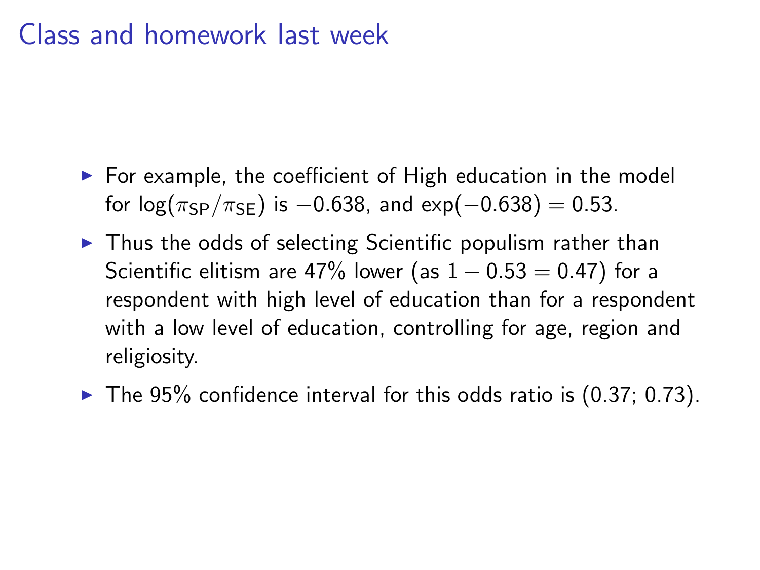# Class and homework last week

- For example, the coefficient of High education in the model for $\log(\pi_{\text{SP}}/\pi_{\text{SE}})$ is $-0.638$, and $\exp(-0.638) = 0.53$.
- Thus the odds of selecting Scientific populism rather than Scientific elitism are 47% lower (as $1 - 0.53 = 0.47$) for a respondent with high level of education than for a respondent with a low level of education, controlling for age, region and religiosity.
- The 95% confidence interval for this odds ratio is (0.37; 0.73).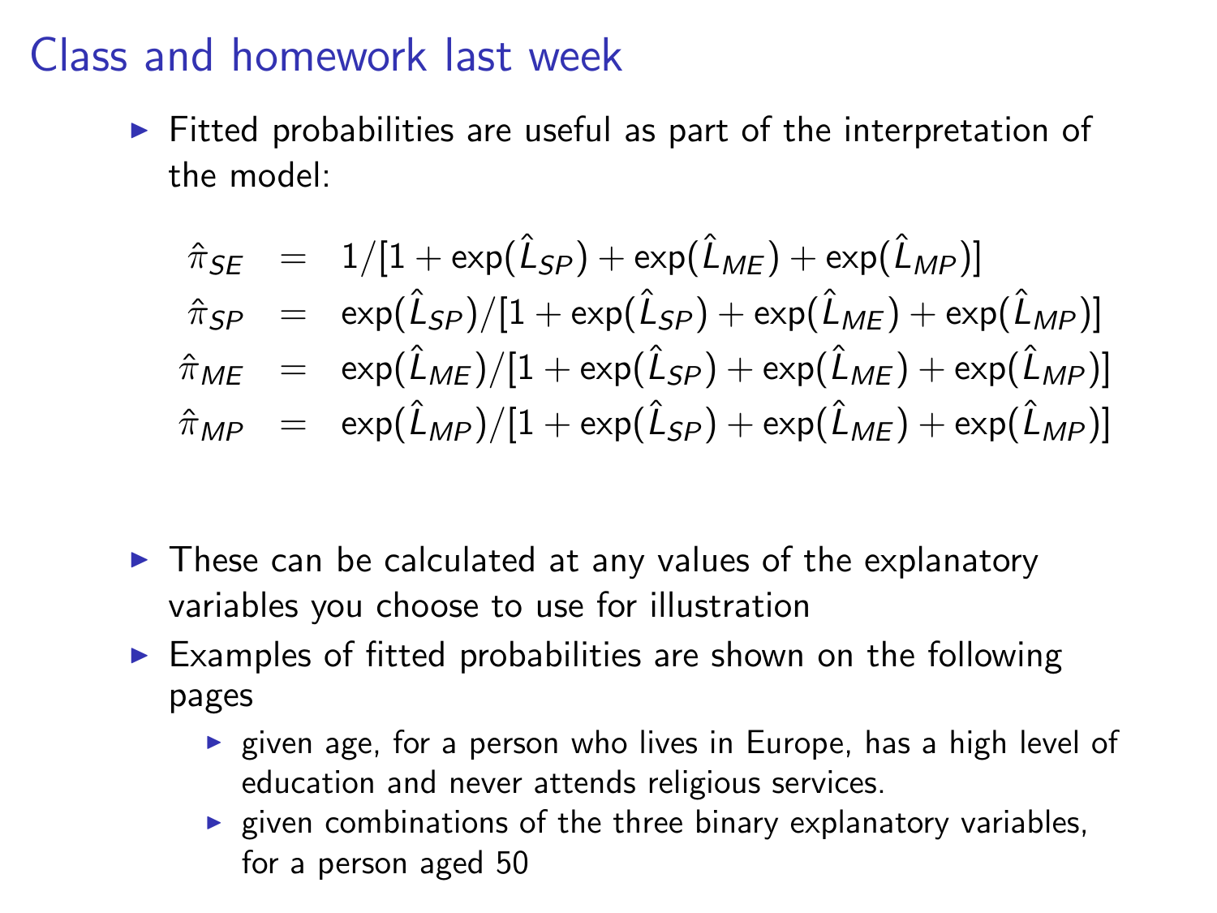# Class and homework last week

- Fitted probabilities are useful as part of the interpretation of the model:

$$
\begin{aligned}
\hat{\pi}_{SE} &= 1/[1 + \exp(\hat{L}_{SP}) + \exp(\hat{L}_{ME}) + \exp(\hat{L}_{MP})] \\
\hat{\pi}_{SP} &= \exp(\hat{L}_{SP})/[1 + \exp(\hat{L}_{SP}) + \exp(\hat{L}_{ME}) + \exp(\hat{L}_{MP})] \\
\hat{\pi}_{ME} &= \exp(\hat{L}_{ME})/[1 + \exp(\hat{L}_{SP}) + \exp(\hat{L}_{ME}) + \exp(\hat{L}_{MP})] \\
\hat{\pi}_{MP} &= \exp(\hat{L}_{MP})/[1 + \exp(\hat{L}_{SP}) + \exp(\hat{L}_{ME}) + \exp(\hat{L}_{MP})]
\end{aligned}
$$

- These can be calculated at any values of the explanatory variables you choose to use for illustration
- Examples of fitted probabilities are shown on the following pages
  - given age, for a person who lives in Europe, has a high level of education and never attends religious services.
  - given combinations of the three binary explanatory variables, for a person aged 50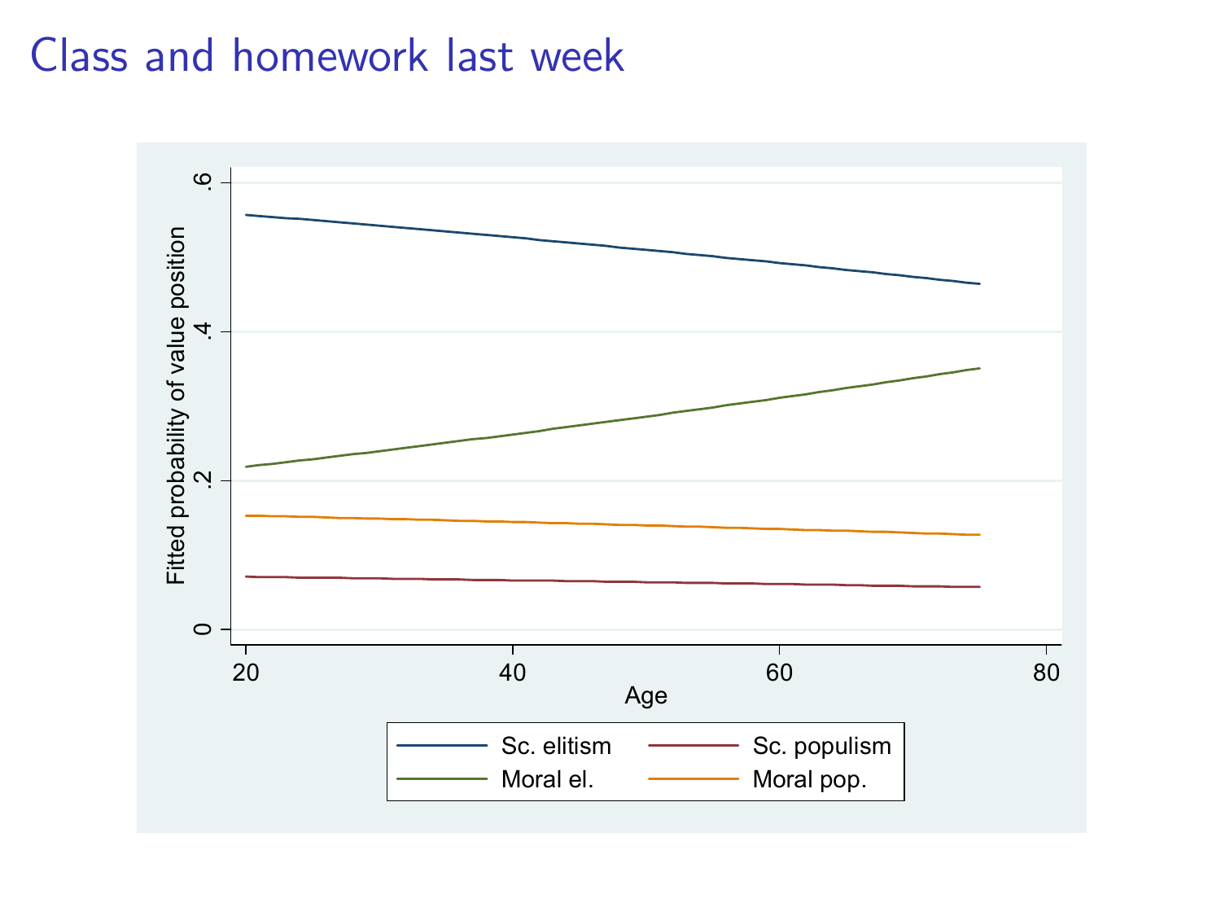# Class and homework last week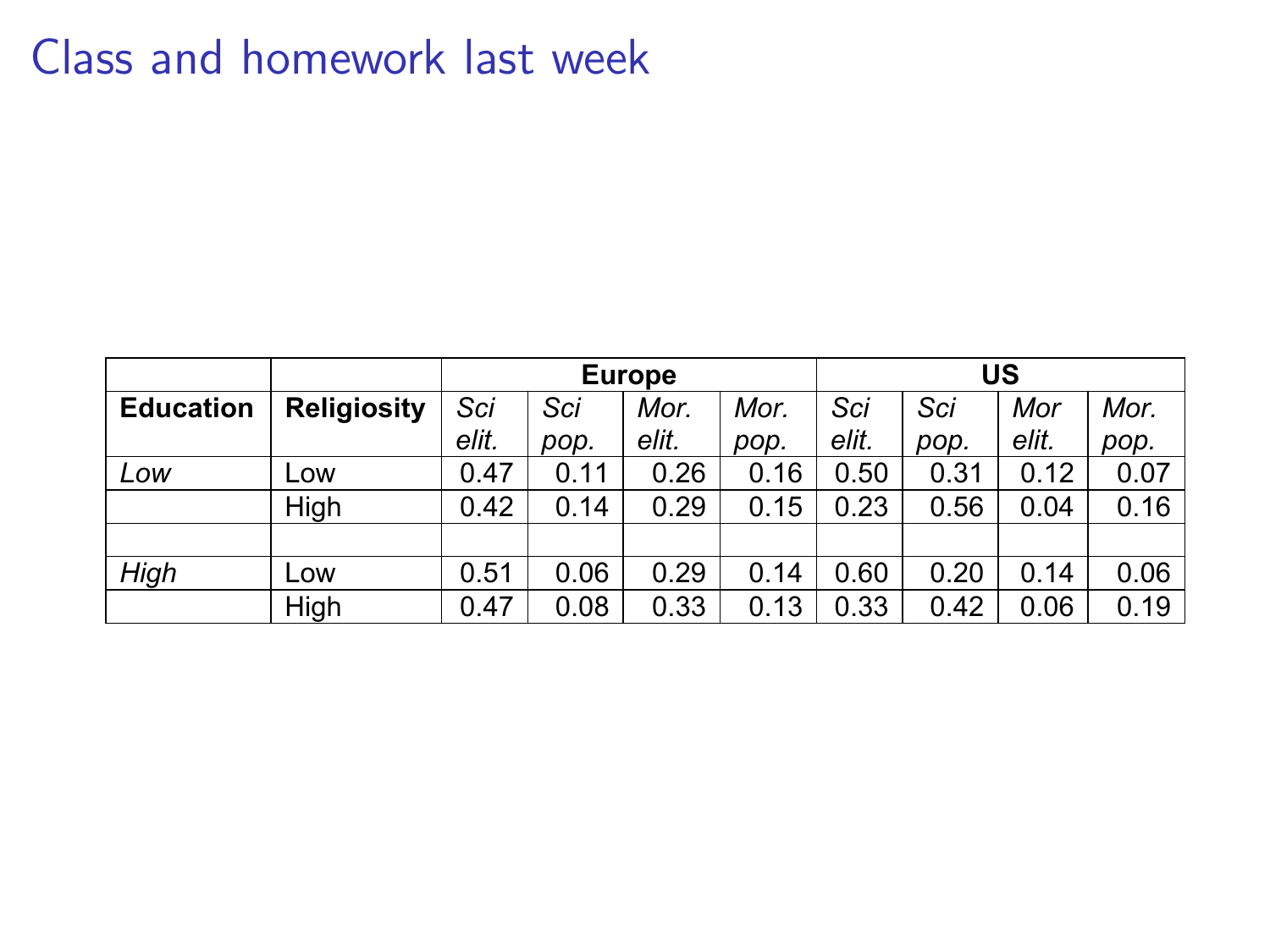# Class and homework last week

| | | Europe | | | | US | | | |
|---|---|---|---|---|---|---|---|---|---|
| **Education** | **Religiosity** | *Sci elit.* | *Sci pop.* | *Mor. elit.* | *Mor. pop.* | *Sci elit.* | *Sci pop.* | *Mor elit.* | *Mor. pop.* |
| *Low* | Low | 0.47 | 0.11 | 0.26 | 0.16 | 0.50 | 0.31 | 0.12 | 0.07 |
| | High | 0.42 | 0.14 | 0.29 | 0.15 | 0.23 | 0.56 | 0.04 | 0.16 |
| | | | | | | | | | |
| *High* | Low | 0.51 | 0.06 | 0.29 | 0.14 | 0.60 | 0.20 | 0.14 | 0.06 |
| | High | 0.47 | 0.08 | 0.33 | 0.13 | 0.33 | 0.42 | 0.06 | 0.19 |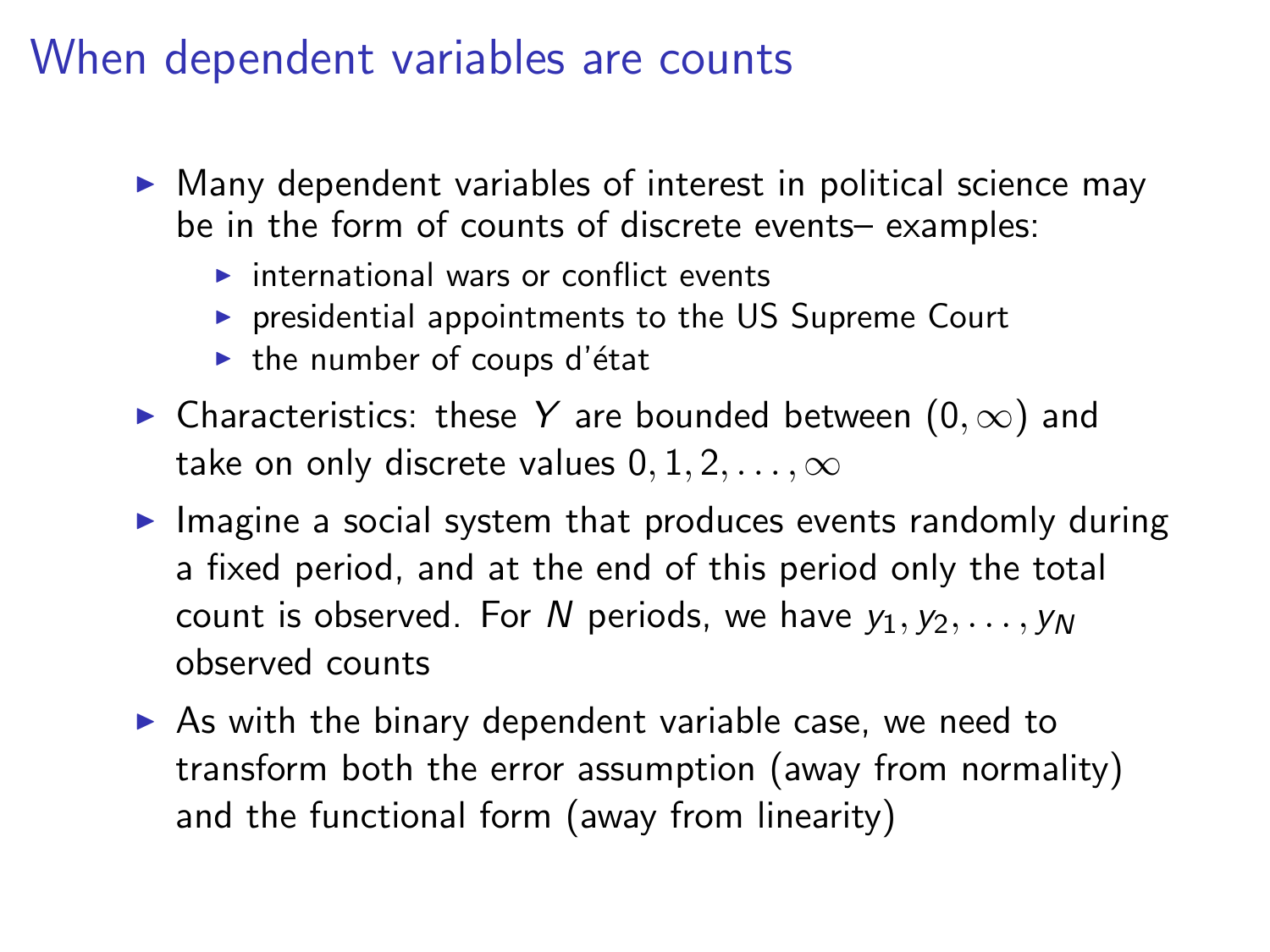# When dependent variables are counts

- Many dependent variables of interest in political science may be in the form of counts of discrete events– examples:
  - international wars or conflict events
  - presidential appointments to the US Supreme Court
  - the number of coups d'état
- Characteristics: these $Y$ are bounded between $(0, \infty)$ and take on only discrete values $0, 1, 2, \ldots, \infty$
- Imagine a social system that produces events randomly during a fixed period, and at the end of this period only the total count is observed. For $N$ periods, we have $y_1, y_2, \ldots, y_N$ observed counts
- As with the binary dependent variable case, we need to transform both the error assumption (away from normality) and the functional form (away from linearity)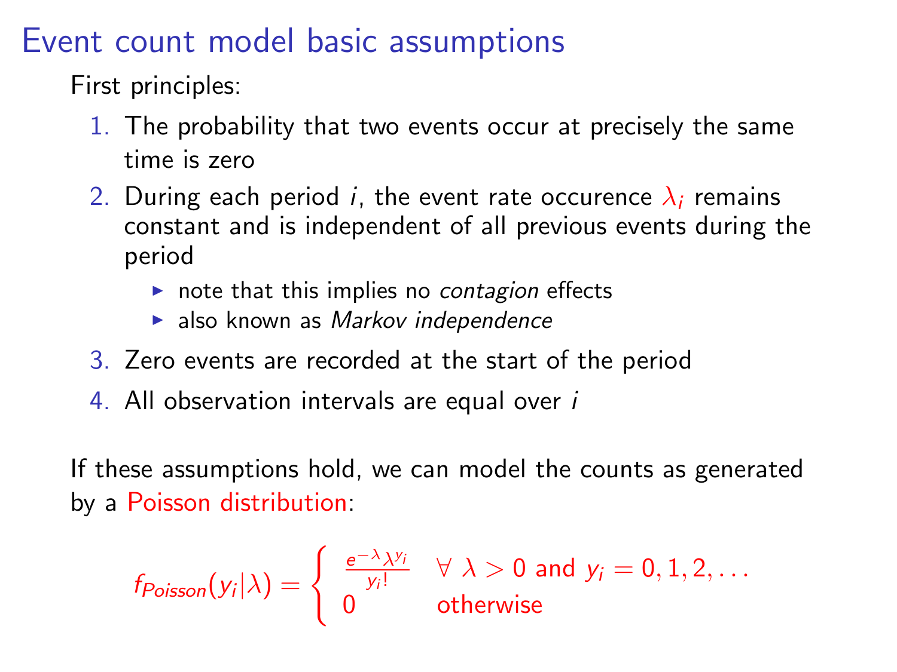# Event count model basic assumptions

First principles:

1. The probability that two events occur at precisely the same time is zero
2. During each period $i$, the event rate occurence $\lambda_i$ remains constant and is independent of all previous events during the period
   - note that this implies no *contagion* effects
   - also known as *Markov independence*
3. Zero events are recorded at the start of the period
4. All observation intervals are equal over $i$

If these assumptions hold, we can model the counts as generated by a Poisson distribution:

$$f_{Poisson}(y_i|\lambda) = \begin{cases} \frac{e^{-\lambda}\lambda^{y_i}}{y_i!} & \forall\ \lambda > 0 \text{ and } y_i = 0, 1, 2, \dots \\ 0 & \text{otherwise} \end{cases}$$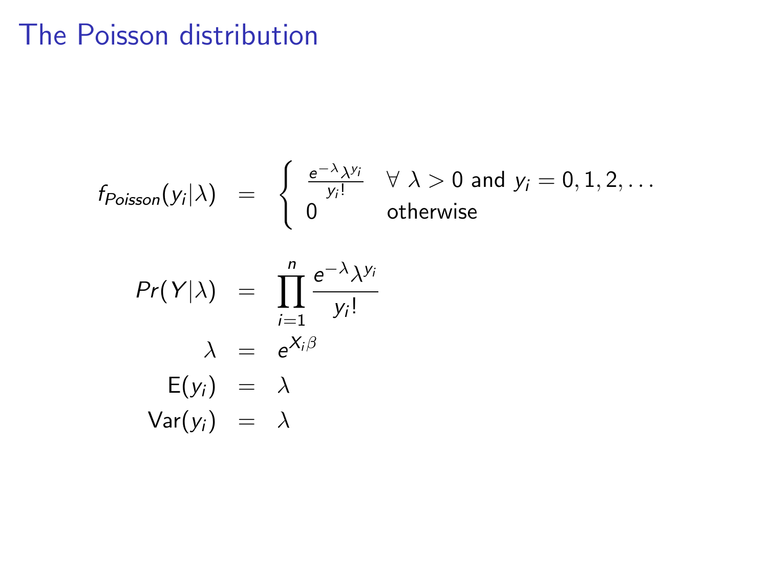# The Poisson distribution

$$
f_{Poisson}(y_i|\lambda) = \begin{cases} \frac{e^{-\lambda}\lambda^{y_i}}{y_i!} & \forall\ \lambda > 0 \text{ and } y_i = 0, 1, 2, \ldots \\ 0 & \text{otherwise} \end{cases}
$$

$$
\begin{aligned}
Pr(Y|\lambda) &= \prod_{i=1}^{n} \frac{e^{-\lambda}\lambda^{y_i}}{y_i!} \\
\lambda &= e^{X_i\beta} \\
\text{E}(y_i) &= \lambda \\
\text{Var}(y_i) &= \lambda
\end{aligned}
$$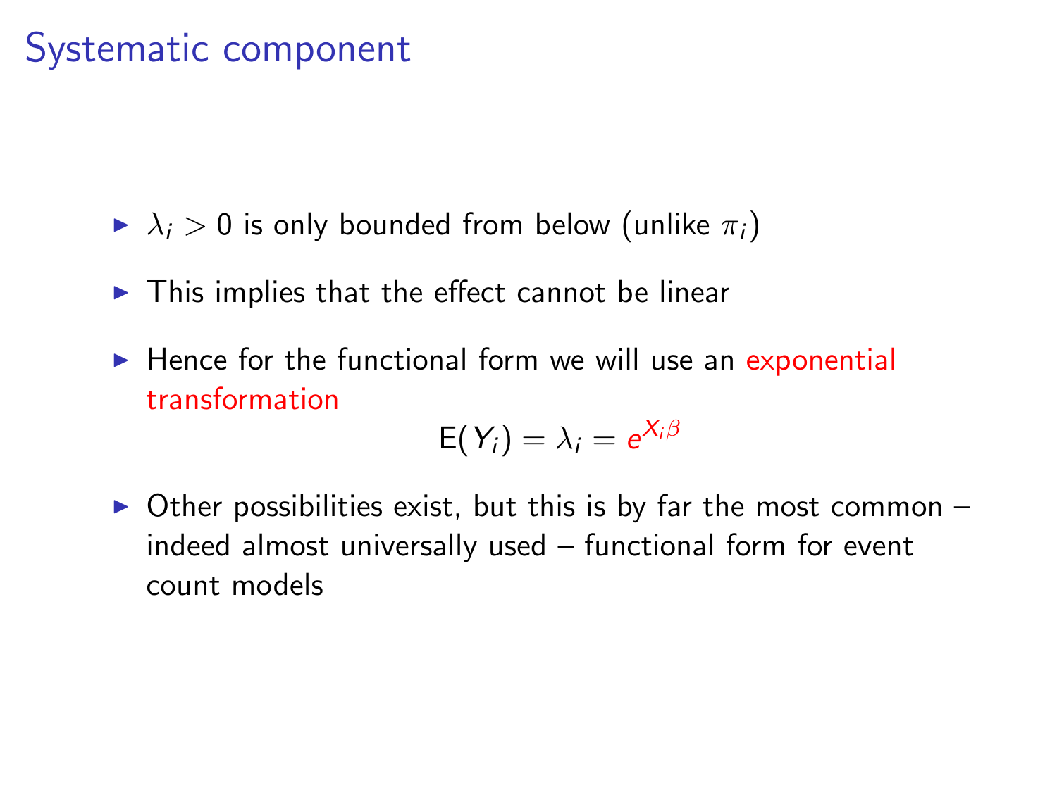# Systematic component

- $\lambda_i > 0$ is only bounded from below (unlike $\pi_i$)
- This implies that the effect cannot be linear
- Hence for the functional form we will use an exponential transformation

$$E(Y_i) = \lambda_i = e^{X_i \beta}$$

- Other possibilities exist, but this is by far the most common – indeed almost universally used – functional form for event count models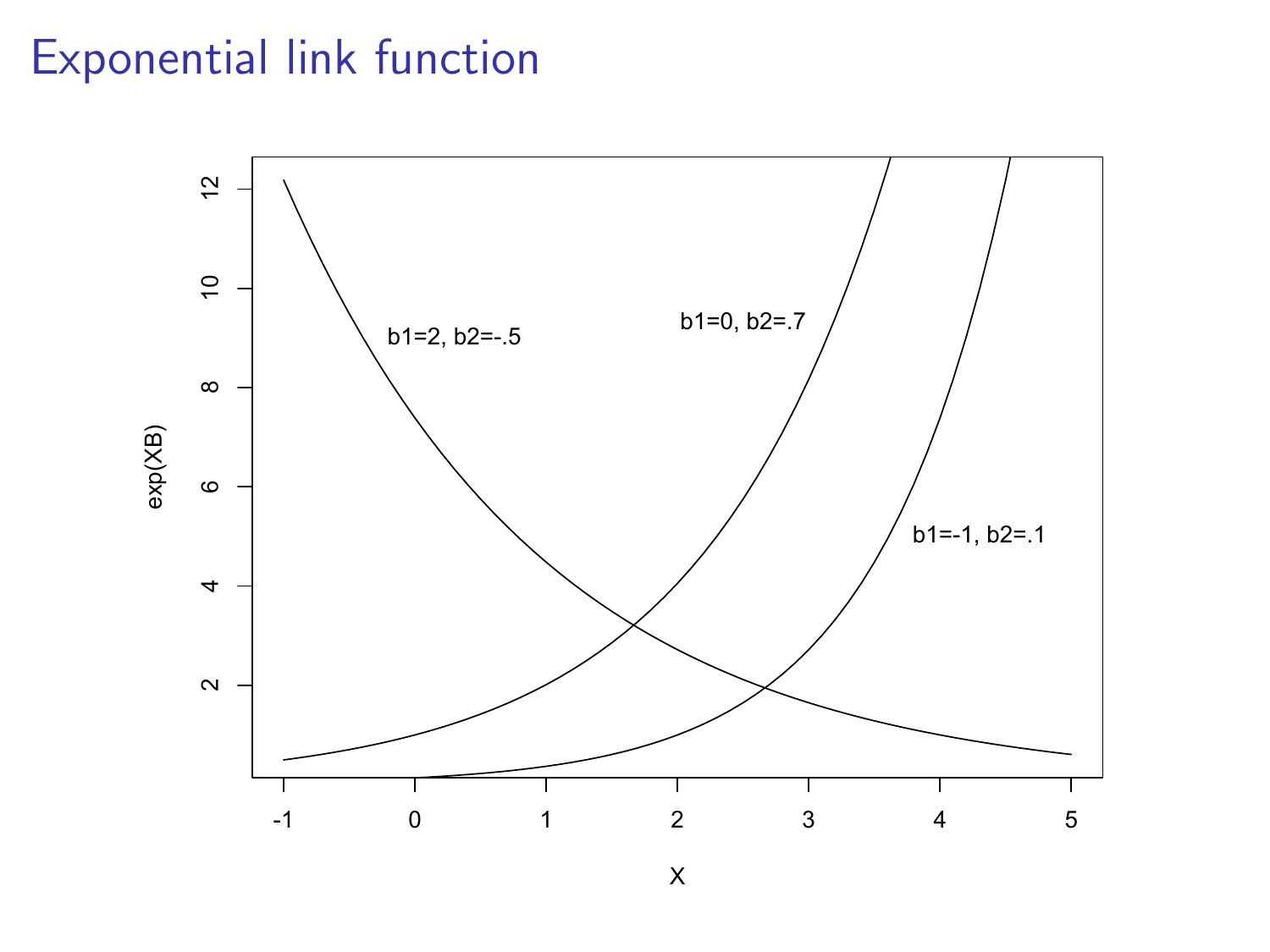# Exponential link function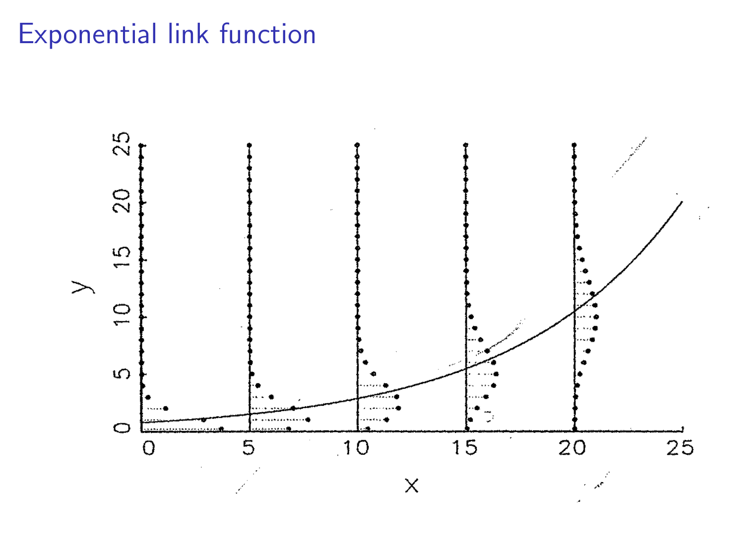# Exponential link function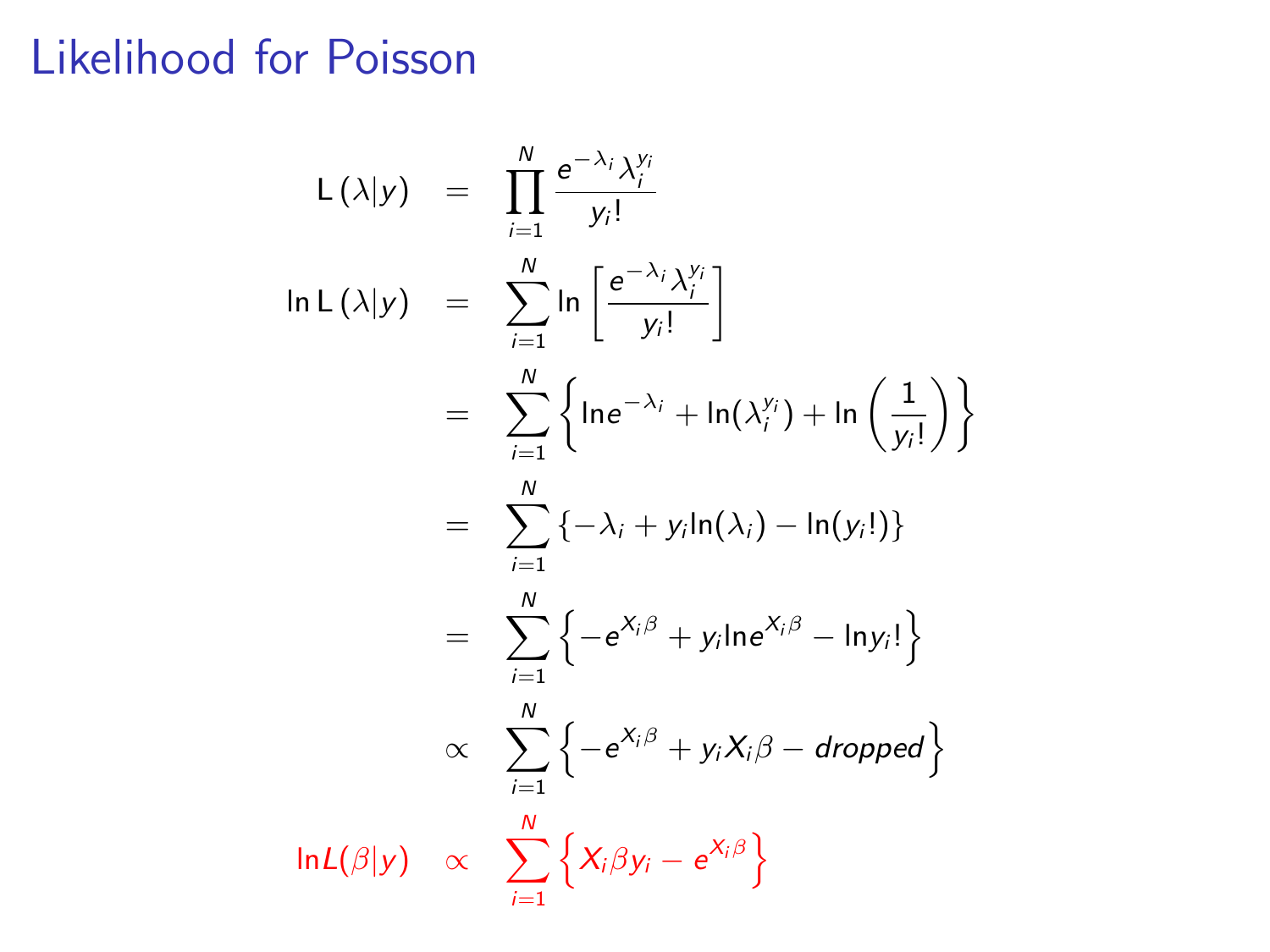# Likelihood for Poisson

$$
\begin{aligned}
\mathrm{L}(\lambda|y) &= \prod_{i=1}^{N} \frac{e^{-\lambda_i}\lambda_i^{y_i}}{y_i!} \\
\ln \mathrm{L}(\lambda|y) &= \sum_{i=1}^{N} \ln\left[\frac{e^{-\lambda_i}\lambda_i^{y_i}}{y_i!}\right] \\
&= \sum_{i=1}^{N} \left\{ \ln e^{-\lambda_i} + \ln(\lambda_i^{y_i}) + \ln\left(\frac{1}{y_i!}\right) \right\} \\
&= \sum_{i=1}^{N} \left\{ -\lambda_i + y_i \ln(\lambda_i) - \ln(y_i!) \right\} \\
&= \sum_{i=1}^{N} \left\{ -e^{X_i\beta} + y_i \ln e^{X_i\beta} - \ln y_i! \right\} \\
&\propto \sum_{i=1}^{N} \left\{ -e^{X_i\beta} + y_i X_i\beta - dropped \right\} \\
\ln L(\beta|y) &\propto \sum_{i=1}^{N} \left\{ X_i\beta y_i - e^{X_i\beta} \right\}
\end{aligned}
$$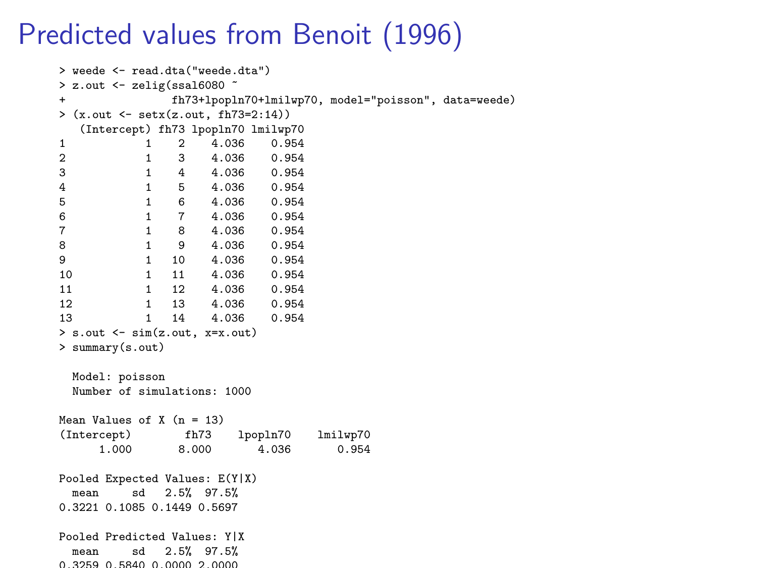# Predicted values from Benoit (1996)

```
> weede <- read.dta("weede.dta")
> z.out <- zelig(ssal6080 ~
+               fh73+lpopln70+lmilwp70, model="poisson", data=weede)
> (x.out <- setx(z.out, fh73=2:14))
   (Intercept) fh73 lpopln70 lmilwp70
1            1    2    4.036    0.954
2            1    3    4.036    0.954
3            1    4    4.036    0.954
4            1    5    4.036    0.954
5            1    6    4.036    0.954
6            1    7    4.036    0.954
7            1    8    4.036    0.954
8            1    9    4.036    0.954
9            1   10    4.036    0.954
10           1   11    4.036    0.954
11           1   12    4.036    0.954
12           1   13    4.036    0.954
13           1   14    4.036    0.954
> s.out <- sim(z.out, x=x.out)
> summary(s.out)

  Model: poisson
  Number of simulations: 1000

Mean Values of X (n = 13)
(Intercept)        fh73    lpopln70    lmilwp70
      1.000       8.000       4.036       0.954

Pooled Expected Values: E(Y|X)
  mean     sd   2.5%  97.5%
0.3221 0.1085 0.1449 0.5697

Pooled Predicted Values: Y|X
  mean     sd   2.5%  97.5%
0.3259 0.5840 0.0000 2.0000
```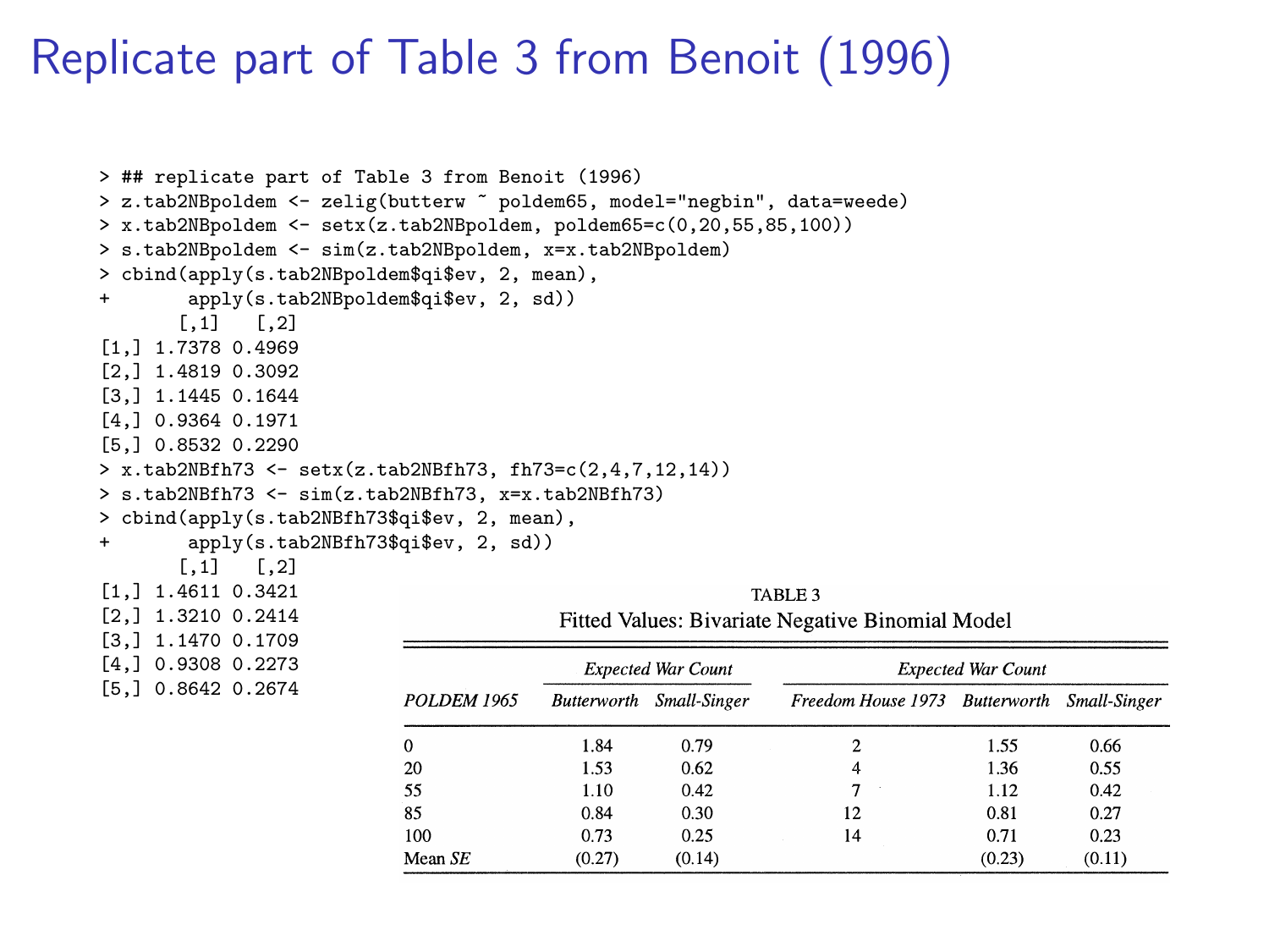# Replicate part of Table 3 from Benoit (1996)

```
> ## replicate part of Table 3 from Benoit (1996)
> z.tab2NBpoldem <- zelig(butterw ~ poldem65, model="negbin", data=weede)
> x.tab2NBpoldem <- setx(z.tab2NBpoldem, poldem65=c(0,20,55,85,100))
> s.tab2NBpoldem <- sim(z.tab2NBpoldem, x=x.tab2NBpoldem)
> cbind(apply(s.tab2NBpoldem$qi$ev, 2, mean),
+       apply(s.tab2NBpoldem$qi$ev, 2, sd))
       [,1]   [,2]
[1,] 1.7378 0.4969
[2,] 1.4819 0.3092
[3,] 1.1445 0.1644
[4,] 0.9364 0.1971
[5,] 0.8532 0.2290
> x.tab2NBfh73 <- setx(z.tab2NBfh73, fh73=c(2,4,7,12,14))
> s.tab2NBfh73 <- sim(z.tab2NBfh73, x=x.tab2NBfh73)
> cbind(apply(s.tab2NBfh73$qi$ev, 2, mean),
+       apply(s.tab2NBfh73$qi$ev, 2, sd))
       [,1]   [,2]
[1,] 1.4611 0.3421
[2,] 1.3210 0.2414
[3,] 1.1470 0.1709
[4,] 0.9308 0.2273
[5,] 0.8642 0.2674
```

TABLE 3
Fitted Values: Bivariate Negative Binomial Model

| | *Expected War Count* | | | *Expected War Count* | |
|---|---|---|---|---|---|
| *POLDEM 1965* | *Butterworth* | *Small-Singer* | *Freedom House 1973* | *Butterworth* | *Small-Singer* |
| 0 | 1.84 | 0.79 | 2 | 1.55 | 0.66 |
| 20 | 1.53 | 0.62 | 4 | 1.36 | 0.55 |
| 55 | 1.10 | 0.42 | 7 | 1.12 | 0.42 |
| 85 | 0.84 | 0.30 | 12 | 0.81 | 0.27 |
| 100 | 0.73 | 0.25 | 14 | 0.71 | 0.23 |
| Mean *SE* | (0.27) | (0.14) | | (0.23) | (0.11) |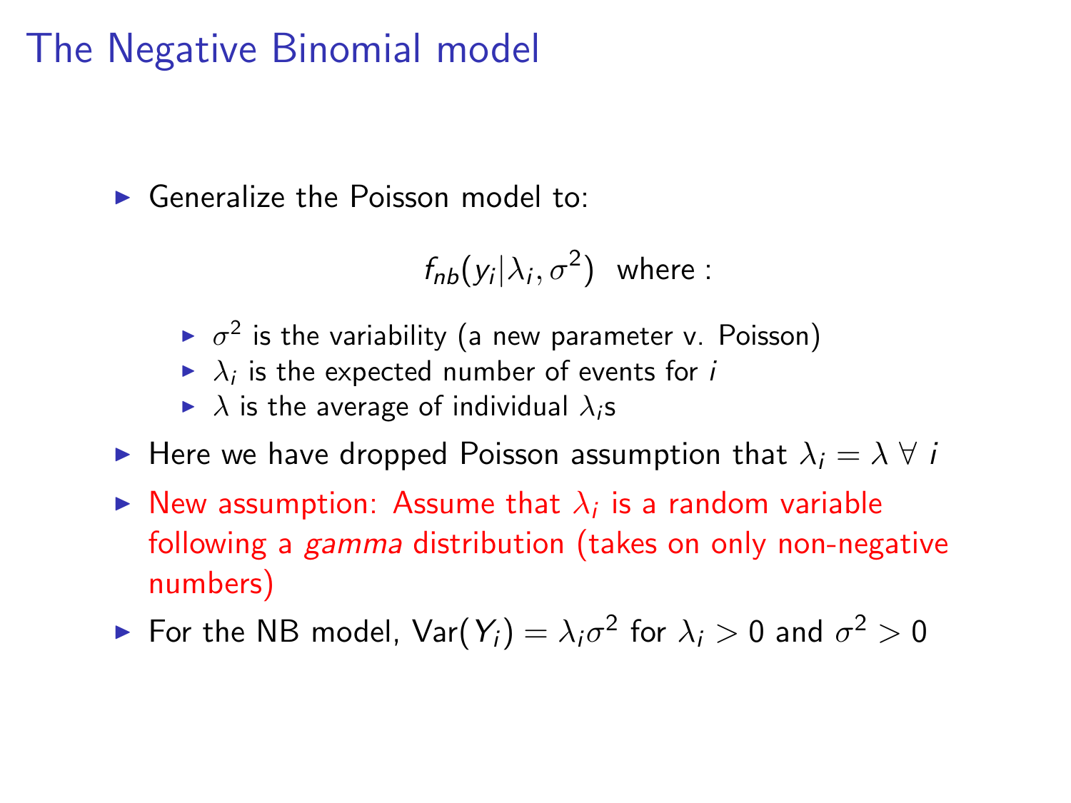# The Negative Binomial model

- Generalize the Poisson model to:

$$f_{nb}(y_i|\lambda_i, \sigma^2) \text{ where :}$$

  - $\sigma^2$ is the variability (a new parameter v. Poisson)
  - $\lambda_i$ is the expected number of events for $i$
  - $\lambda$ is the average of individual $\lambda_i$s
- Here we have dropped Poisson assumption that $\lambda_i = \lambda \ \forall \ i$
- New assumption: Assume that $\lambda_i$ is a random variable following a *gamma* distribution (takes on only non-negative numbers)
- For the NB model, $\text{Var}(Y_i) = \lambda_i \sigma^2$ for $\lambda_i > 0$ and $\sigma^2 > 0$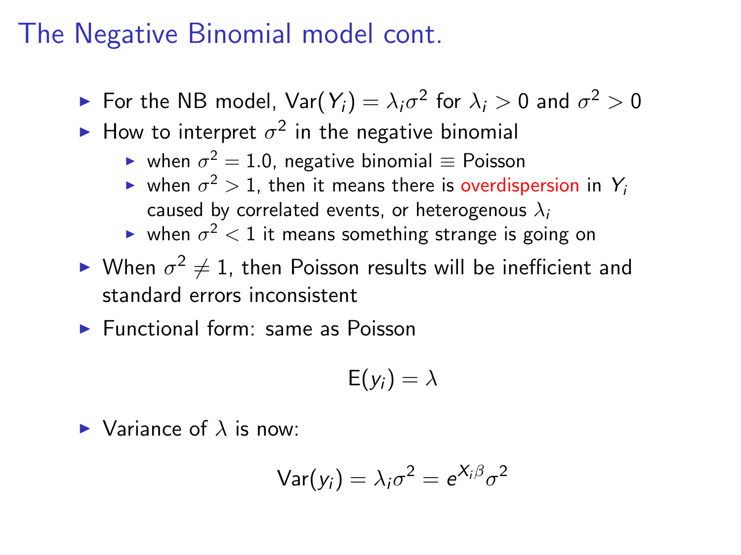# The Negative Binomial model cont.

- For the NB model, $\text{Var}(Y_i) = \lambda_i \sigma^2$ for $\lambda_i > 0$ and $\sigma^2 > 0$
- How to interpret $\sigma^2$ in the negative binomial
  - when $\sigma^2 = 1.0$, negative binomial $\equiv$ Poisson
  - when $\sigma^2 > 1$, then it means there is overdispersion in $Y_i$ caused by correlated events, or heterogenous $\lambda_i$
  - when $\sigma^2 < 1$ it means something strange is going on
- When $\sigma^2 \neq 1$, then Poisson results will be inefficient and standard errors inconsistent
- Functional form: same as Poisson

$$\text{E}(y_i) = \lambda$$

- Variance of $\lambda$ is now:

$$\text{Var}(y_i) = \lambda_i \sigma^2 = e^{X_i \beta} \sigma^2$$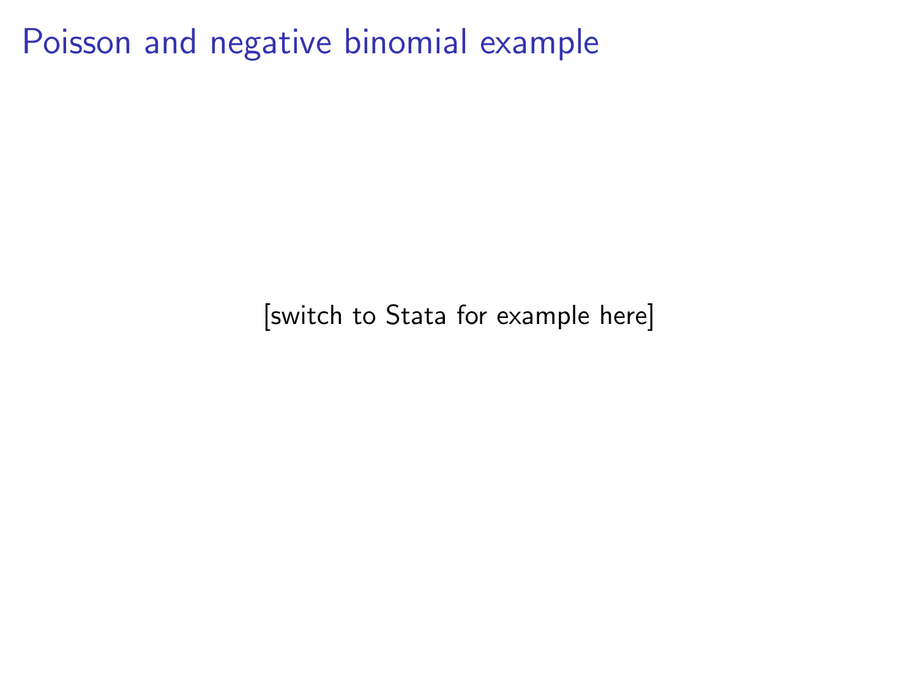# Poisson and negative binomial example

[switch to Stata for example here]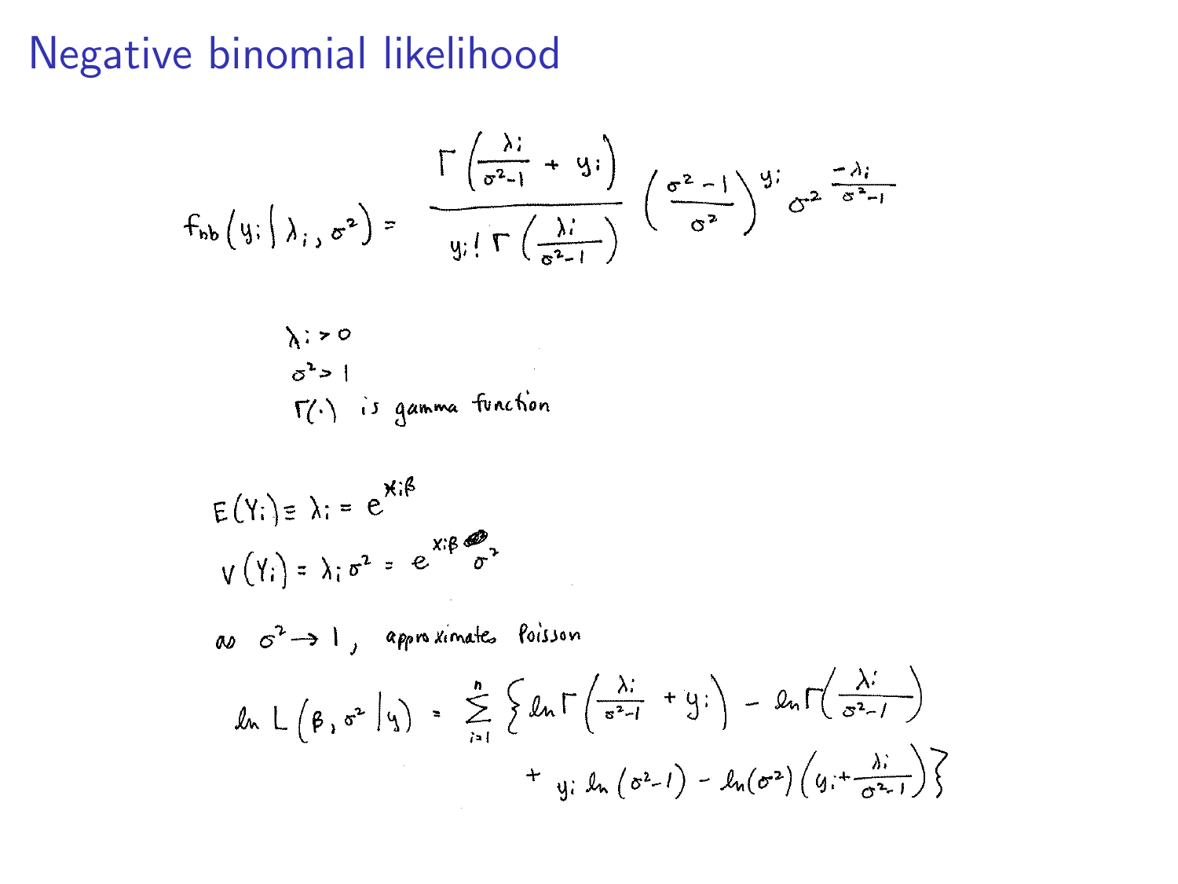# Negative binomial likelihood

$$f_{nb}(y_i \mid \lambda_i, \sigma^2) = \frac{\Gamma\left(\frac{\lambda_i}{\sigma^2 - 1} + y_i\right)}{y_i!\,\Gamma\left(\frac{\lambda_i}{\sigma^2-1}\right)} \left(\frac{\sigma^2 - 1}{\sigma^2}\right)^{y_i} \sigma^{2\,\frac{-\lambda_i}{\sigma^2-1}}$$

$\lambda_i > 0$

$\sigma^2 > 1$

$\Gamma(\cdot)$ is gamma function

$$E(Y_i) \equiv \lambda_i = e^{x_i\beta}$$

$$V(Y_i) = \lambda_i \sigma^2 = e^{x_i\beta}\sigma^2$$

as $\sigma^2 \rightarrow 1$, approximates Poisson

$$\ln L(\beta, \sigma^2 \mid y) = \sum_{i=1}^{n} \left\{ \ln\Gamma\left(\frac{\lambda_i}{\sigma^2-1} + y_i\right) - \ln\Gamma\left(\frac{\lambda_i}{\sigma^2-1}\right) + y_i \ln(\sigma^2 - 1) - \ln(\sigma^2)\left(y_i + \frac{\lambda_i}{\sigma^2-1}\right) \right\}$$